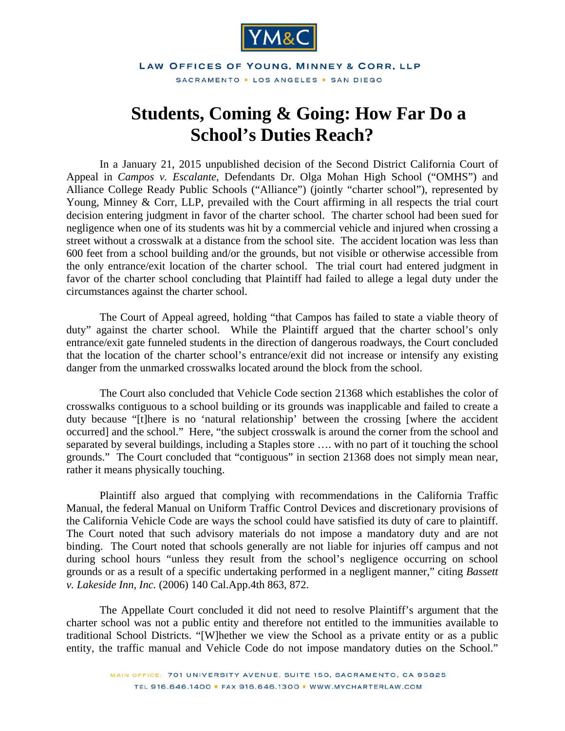YM&C

LAW OFFICES OF YOUNG, MINNEY & CORR, LLP

SACRAMENTO ▪ LOS ANGELES ▪ SAN DIEGO

# Students, Coming & Going: How Far Do a School's Duties Reach?

In a January 21, 2015 unpublished decision of the Second District California Court of Appeal in *Campos v. Escalante*, Defendants Dr. Olga Mohan High School ("OMHS") and Alliance College Ready Public Schools ("Alliance") (jointly "charter school"), represented by Young, Minney & Corr, LLP, prevailed with the Court affirming in all respects the trial court decision entering judgment in favor of the charter school. The charter school had been sued for negligence when one of its students was hit by a commercial vehicle and injured when crossing a street without a crosswalk at a distance from the school site. The accident location was less than 600 feet from a school building and/or the grounds, but not visible or otherwise accessible from the only entrance/exit location of the charter school. The trial court had entered judgment in favor of the charter school concluding that Plaintiff had failed to allege a legal duty under the circumstances against the charter school.

The Court of Appeal agreed, holding "that Campos has failed to state a viable theory of duty" against the charter school. While the Plaintiff argued that the charter school's only entrance/exit gate funneled students in the direction of dangerous roadways, the Court concluded that the location of the charter school's entrance/exit did not increase or intensify any existing danger from the unmarked crosswalks located around the block from the school.

The Court also concluded that Vehicle Code section 21368 which establishes the color of crosswalks contiguous to a school building or its grounds was inapplicable and failed to create a duty because "[t]here is no 'natural relationship' between the crossing [where the accident occurred] and the school." Here, "the subject crosswalk is around the corner from the school and separated by several buildings, including a Staples store …. with no part of it touching the school grounds." The Court concluded that "contiguous" in section 21368 does not simply mean near, rather it means physically touching.

Plaintiff also argued that complying with recommendations in the California Traffic Manual, the federal Manual on Uniform Traffic Control Devices and discretionary provisions of the California Vehicle Code are ways the school could have satisfied its duty of care to plaintiff. The Court noted that such advisory materials do not impose a mandatory duty and are not binding. The Court noted that schools generally are not liable for injuries off campus and not during school hours "unless they result from the school's negligence occurring on school grounds or as a result of a specific undertaking performed in a negligent manner," citing *Bassett v. Lakeside Inn, Inc.* (2006) 140 Cal.App.4th 863, 872.

The Appellate Court concluded it did not need to resolve Plaintiff's argument that the charter school was not a public entity and therefore not entitled to the immunities available to traditional School Districts. "[W]hether we view the School as a private entity or as a public entity, the traffic manual and Vehicle Code do not impose mandatory duties on the School."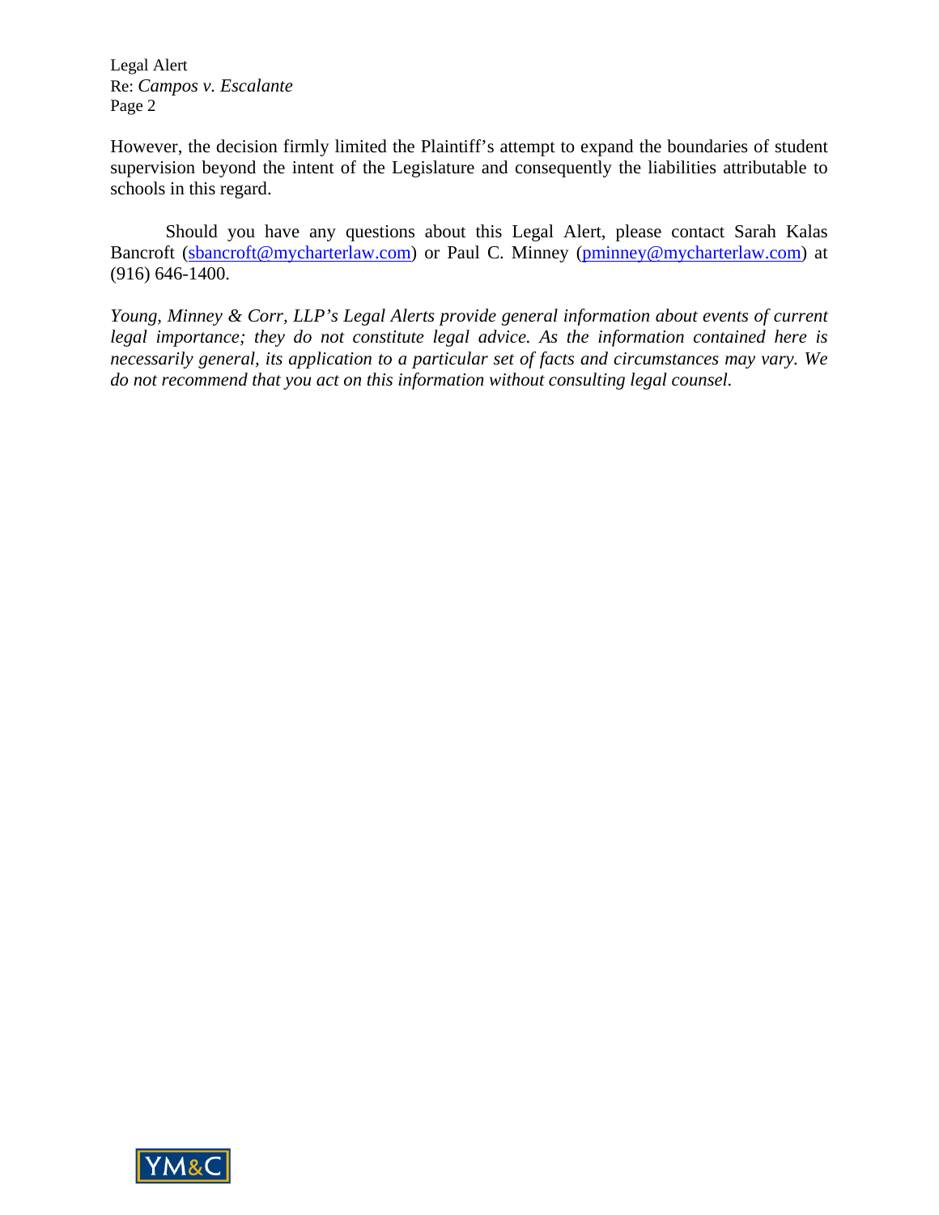However, the decision firmly limited the Plaintiff's attempt to expand the boundaries of student supervision beyond the intent of the Legislature and consequently the liabilities attributable to schools in this regard.

Should you have any questions about this Legal Alert, please contact Sarah Kalas Bancroft (sbancroft@mycharterlaw.com) or Paul C. Minney (pminney@mycharterlaw.com) at (916) 646-1400.

*Young, Minney & Corr, LLP's Legal Alerts provide general information about events of current legal importance; they do not constitute legal advice. As the information contained here is necessarily general, its application to a particular set of facts and circumstances may vary. We do not recommend that you act on this information without consulting legal counsel.*